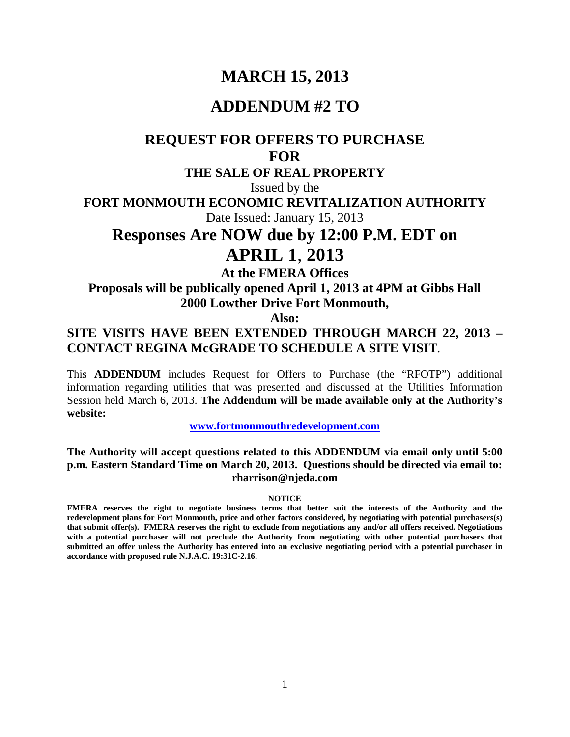# MARCH 15, 2013

# ADDENDUM #2 TO

## REQUEST FOR OFFERS TO PURCHASE FOR

### THE SALE OF REAL PROPERTY

Issued by the

**FORT MONMOUTH ECONOMIC REVITALIZATION AUTHORITY**

Date Issued: January 15, 2013

# Responses Are NOW due by 12:00 P.M. EDT on APRIL 1, 2013

**At the FMERA Offices**

**Proposals will be publically opened April 1, 2013 at 4PM at Gibbs Hall 2000 Lowther Drive Fort Monmouth,**

**Also:**

**SITE VISITS HAVE BEEN EXTENDED THROUGH MARCH 22, 2013 – CONTACT REGINA McGRADE TO SCHEDULE A SITE VISIT**.

This **ADDENDUM** includes Request for Offers to Purchase (the "RFOTP") additional information regarding utilities that was presented and discussed at the Utilities Information Session held March 6, 2013. **The Addendum will be made available only at the Authority's website:**

**[www.fortmonmouthredevelopment.com](http://www.fortmonmouthredevelopment.com)**

**The Authority will accept questions related to this ADDENDUM via email only until 5:00 p.m. Eastern Standard Time on March 20, 2013. Questions should be directed via email to: rharrison@njeda.com**

**NOTICE**

**FMERA reserves the right to negotiate business terms that better suit the interests of the Authority and the redevelopment plans for Fort Monmouth, price and other factors considered, by negotiating with potential purchasers(s) that submit offer(s). FMERA reserves the right to exclude from negotiations any and/or all offers received. Negotiations with a potential purchaser will not preclude the Authority from negotiating with other potential purchasers that submitted an offer unless the Authority has entered into an exclusive negotiating period with a potential purchaser in accordance with proposed rule N.J.A.C. 19:31C-2.16.**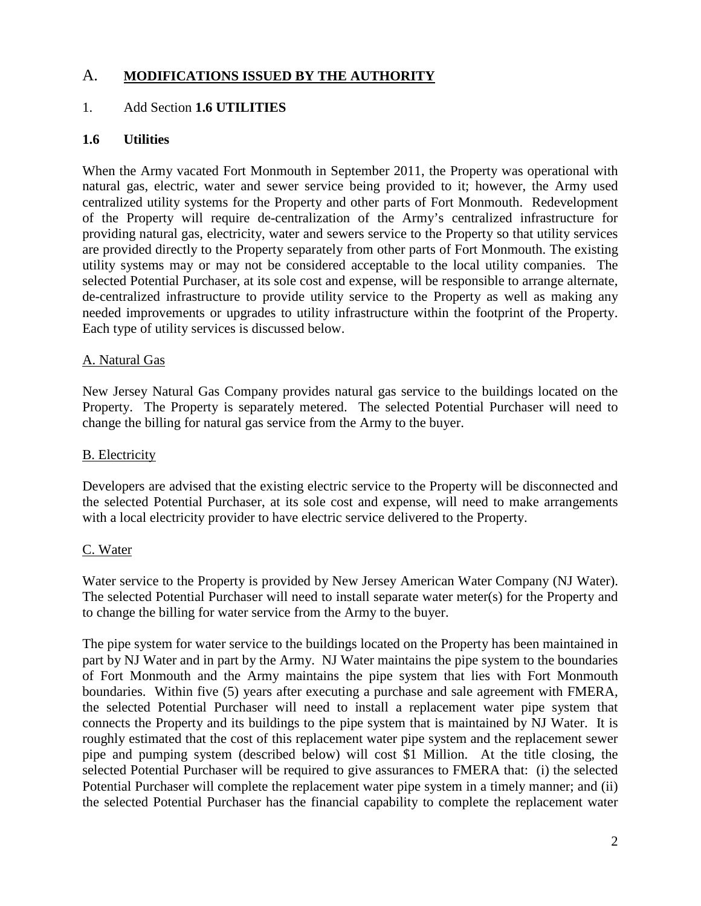## A. MODIFICATIONS ISSUED BY THE AUTHORITY

1. Add Section **1.6 UTILITIES**

### 1.6 Utilities

When the Army vacated Fort Monmouth in September 2011, the Property was operational with natural gas, electric, water and sewer service being provided to it; however, the Army used centralized utility systems for the Property and other parts of Fort Monmouth. Redevelopment of the Property will require de-centralization of the Army's centralized infrastructure for providing natural gas, electricity, water and sewers service to the Property so that utility services are provided directly to the Property separately from other parts of Fort Monmouth. The existing utility systems may or may not be considered acceptable to the local utility companies. The selected Potential Purchaser, at its sole cost and expense, will be responsible to arrange alternate, de-centralized infrastructure to provide utility service to the Property as well as making any needed improvements or upgrades to utility infrastructure within the footprint of the Property. Each type of utility services is discussed below.

#### A. Natural Gas

New Jersey Natural Gas Company provides natural gas service to the buildings located on the Property. The Property is separately metered. The selected Potential Purchaser will need to change the billing for natural gas service from the Army to the buyer.

#### B. Electricity

Developers are advised that the existing electric service to the Property will be disconnected and the selected Potential Purchaser, at its sole cost and expense, will need to make arrangements with a local electricity provider to have electric service delivered to the Property.

#### C. Water

Water service to the Property is provided by New Jersey American Water Company (NJ Water). The selected Potential Purchaser will need to install separate water meter(s) for the Property and to change the billing for water service from the Army to the buyer.

The pipe system for water service to the buildings located on the Property has been maintained in part by NJ Water and in part by the Army. NJ Water maintains the pipe system to the boundaries of Fort Monmouth and the Army maintains the pipe system that lies with Fort Monmouth boundaries. Within five (5) years after executing a purchase and sale agreement with FMERA, the selected Potential Purchaser will need to install a replacement water pipe system that connects the Property and its buildings to the pipe system that is maintained by NJ Water. It is roughly estimated that the cost of this replacement water pipe system and the replacement sewer pipe and pumping system (described below) will cost $1 Million. At the title closing, the selected Potential Purchaser will be required to give assurances to FMERA that: (i) the selected Potential Purchaser will complete the replacement water pipe system in a timely manner; and (ii) the selected Potential Purchaser has the financial capability to complete the replacement water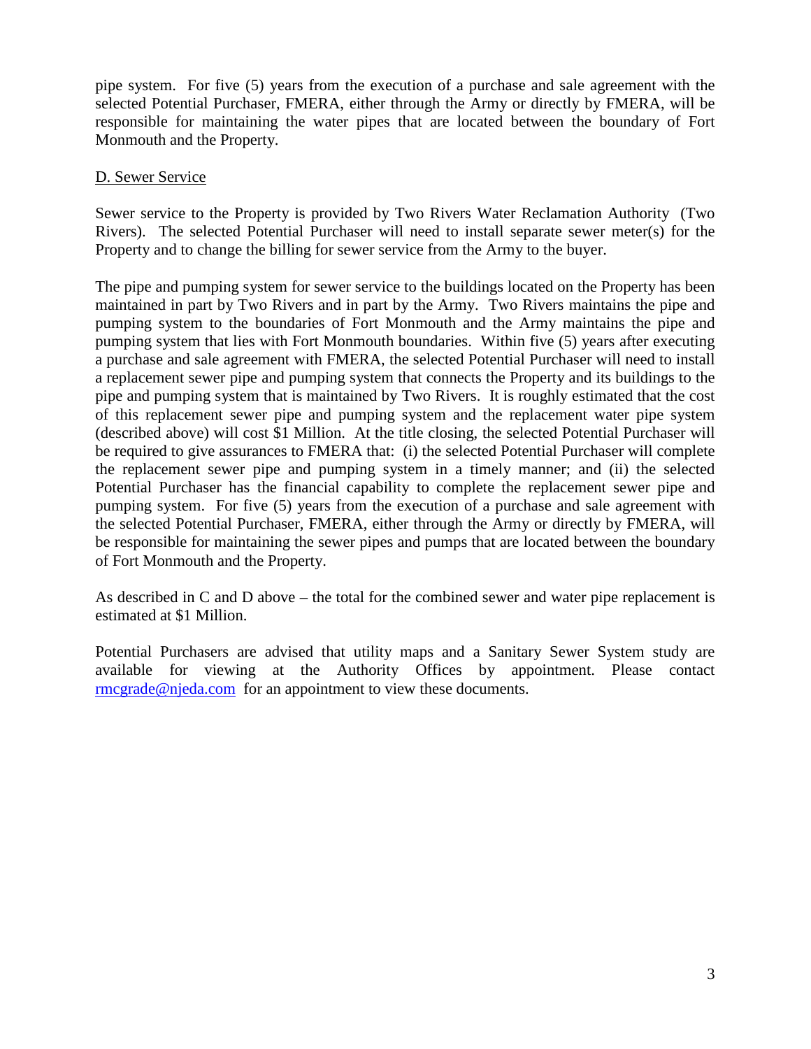pipe system. For five (5) years from the execution of a purchase and sale agreement with the selected Potential Purchaser, FMERA, either through the Army or directly by FMERA, will be responsible for maintaining the water pipes that are located between the boundary of Fort Monmouth and the Property.

D. Sewer Service

Sewer service to the Property is provided by Two Rivers Water Reclamation Authority (Two Rivers). The selected Potential Purchaser will need to install separate sewer meter(s) for the Property and to change the billing for sewer service from the Army to the buyer.

The pipe and pumping system for sewer service to the buildings located on the Property has been maintained in part by Two Rivers and in part by the Army. Two Rivers maintains the pipe and pumping system to the boundaries of Fort Monmouth and the Army maintains the pipe and pumping system that lies with Fort Monmouth boundaries. Within five (5) years after executing a purchase and sale agreement with FMERA, the selected Potential Purchaser will need to install a replacement sewer pipe and pumping system that connects the Property and its buildings to the pipe and pumping system that is maintained by Two Rivers. It is roughly estimated that the cost of this replacement sewer pipe and pumping system and the replacement water pipe system (described above) will cost $1 Million. At the title closing, the selected Potential Purchaser will be required to give assurances to FMERA that: (i) the selected Potential Purchaser will complete the replacement sewer pipe and pumping system in a timely manner; and (ii) the selected Potential Purchaser has the financial capability to complete the replacement sewer pipe and pumping system. For five (5) years from the execution of a purchase and sale agreement with the selected Potential Purchaser, FMERA, either through the Army or directly by FMERA, will be responsible for maintaining the sewer pipes and pumps that are located between the boundary of Fort Monmouth and the Property.

As described in C and D above – the total for the combined sewer and water pipe replacement is estimated at $1 Million.

Potential Purchasers are advised that utility maps and a Sanitary Sewer System study are available for viewing at the Authority Offices by appointment. Please contact rmcgrade@njeda.com for an appointment to view these documents.